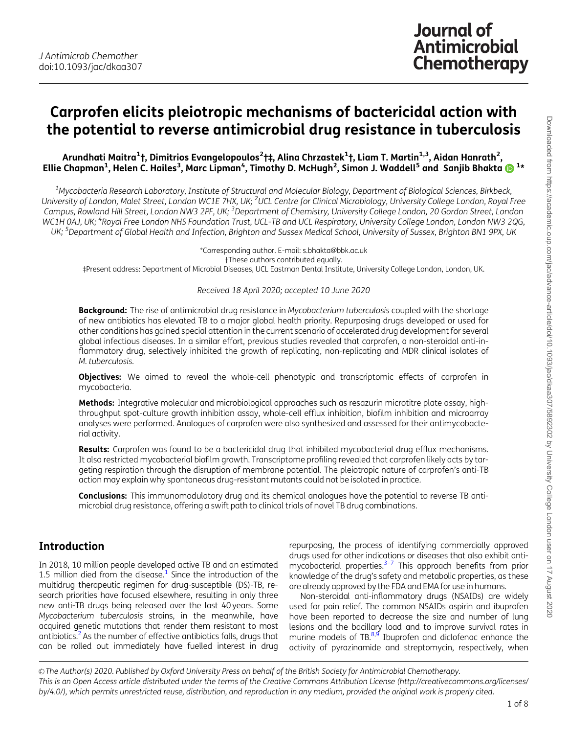# Carprofen elicits pleiotropic mechanisms of bactericidal action with the potential to reverse antimicrobial drug resistance in tuberculosis

**Arundhati Maitra[1]†, Dimitrios Evangelopoulos[2]†‡, Alina Chrzastek[1]†, Liam T. Martin[1,3], Aidan Hanrath[2], Ellie Chapman[1], Helen C. Hailes[3], Marc Lipman[4], Timothy D. McHugh[2], Simon J. Waddell[5] and Sanjib Bhakta[1]***

[1]Mycobacteria Research Laboratory, Institute of Structural and Molecular Biology, Department of Biological Sciences, Birkbeck, University of London, Malet Street, London WC1E 7HX, UK; [2]UCL Centre for Clinical Microbiology, University College London, Royal Free Campus, Rowland Hill Street, London NW3 2PF, UK; [3]Department of Chemistry, University College London, 20 Gordon Street, London WC1H 0AJ, UK; [4]Royal Free London NHS Foundation Trust, UCL-TB and UCL Respiratory, University College London, London NW3 2QG, UK; [5]Department of Global Health and Infection, Brighton and Sussex Medical School, University of Sussex, Brighton BN1 9PX, UK

*Corresponding author. E-mail: s.bhakta@bbk.ac.uk
†These authors contributed equally.
‡Present address: Department of Microbial Diseases, UCL Eastman Dental Institute, University College London, London, UK.

*Received 18 April 2020; accepted 10 June 2020*

**Background:** The rise of antimicrobial drug resistance in *Mycobacterium tuberculosis* coupled with the shortage of new antibiotics has elevated TB to a major global health priority. Repurposing drugs developed or used for other conditions has gained special attention in the current scenario of accelerated drug development for several global infectious diseases. In a similar effort, previous studies revealed that carprofen, a non-steroidal anti-inflammatory drug, selectively inhibited the growth of replicating, non-replicating and MDR clinical isolates of *M. tuberculosis*.

**Objectives:** We aimed to reveal the whole-cell phenotypic and transcriptomic effects of carprofen in mycobacteria.

**Methods:** Integrative molecular and microbiological approaches such as resazurin microtitre plate assay, high-throughput spot-culture growth inhibition assay, whole-cell efflux inhibition, biofilm inhibition and microarray analyses were performed. Analogues of carprofen were also synthesized and assessed for their antimycobacterial activity.

**Results:** Carprofen was found to be a bactericidal drug that inhibited mycobacterial drug efflux mechanisms. It also restricted mycobacterial biofilm growth. Transcriptome profiling revealed that carprofen likely acts by targeting respiration through the disruption of membrane potential. The pleiotropic nature of carprofen's anti-TB action may explain why spontaneous drug-resistant mutants could not be isolated in practice.

**Conclusions:** This immunomodulatory drug and its chemical analogues have the potential to reverse TB antimicrobial drug resistance, offering a swift path to clinical trials of novel TB drug combinations.

## Introduction

In 2018, 10 million people developed active TB and an estimated 1.5 million died from the disease.[1] Since the introduction of the multidrug therapeutic regimen for drug-susceptible (DS)-TB, research priorities have focused elsewhere, resulting in only three new anti-TB drugs being released over the last 40 years. Some *Mycobacterium tuberculosis* strains, in the meanwhile, have acquired genetic mutations that render them resistant to most antibiotics.[2] As the number of effective antibiotics falls, drugs that can be rolled out immediately have fuelled interest in drug repurposing, the process of identifying commercially approved drugs used for other indications or diseases that also exhibit antimycobacterial properties.[3–7] This approach benefits from prior knowledge of the drug's safety and metabolic properties, as these are already approved by the FDA and EMA for use in humans.

Non-steroidal anti-inflammatory drugs (NSAIDs) are widely used for pain relief. The common NSAIDs aspirin and ibuprofen have been reported to decrease the size and number of lung lesions and the bacillary load and to improve survival rates in murine models of TB.[8,9] Ibuprofen and diclofenac enhance the activity of pyrazinamide and streptomycin, respectively, when

© The Author(s) 2020. Published by Oxford University Press on behalf of the British Society for Antimicrobial Chemotherapy. This is an Open Access article distributed under the terms of the Creative Commons Attribution License (http://creativecommons.org/licenses/by/4.0/), which permits unrestricted reuse, distribution, and reproduction in any medium, provided the original work is properly cited.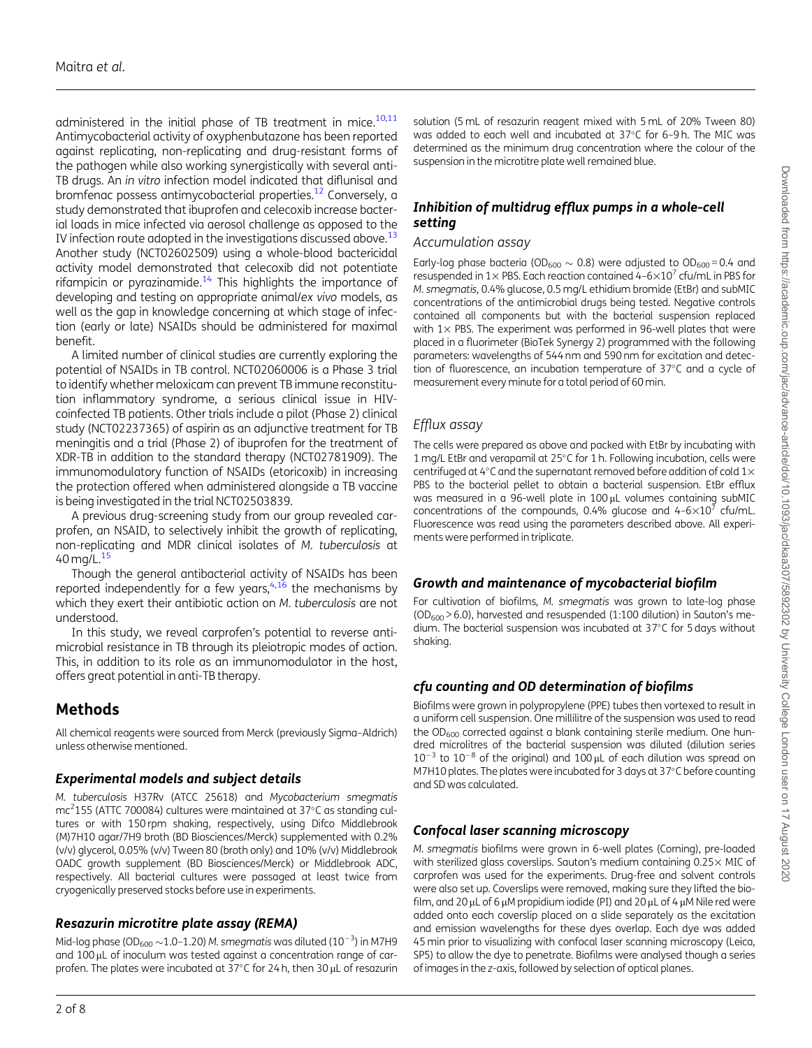administered in the initial phase of TB treatment in mice.[10,11] Antimycobacterial activity of oxyphenbutazone has been reported against replicating, non-replicating and drug-resistant forms of the pathogen while also working synergistically with several anti-TB drugs. An *in vitro* infection model indicated that diflunisal and bromfenac possess antimycobacterial properties.[12] Conversely, a study demonstrated that ibuprofen and celecoxib increase bacterial loads in mice infected via aerosol challenge as opposed to the IV infection route adopted in the investigations discussed above.[13] Another study (NCT02602509) using a whole-blood bactericidal activity model demonstrated that celecoxib did not potentiate rifampicin or pyrazinamide.[14] This highlights the importance of developing and testing on appropriate animal/*ex vivo* models, as well as the gap in knowledge concerning at which stage of infection (early or late) NSAIDs should be administered for maximal benefit.

A limited number of clinical studies are currently exploring the potential of NSAIDs in TB control. NCT02060006 is a Phase 3 trial to identify whether meloxicam can prevent TB immune reconstitution inflammatory syndrome, a serious clinical issue in HIV-coinfected TB patients. Other trials include a pilot (Phase 2) clinical study (NCT02237365) of aspirin as an adjunctive treatment for TB meningitis and a trial (Phase 2) of ibuprofen for the treatment of XDR-TB in addition to the standard therapy (NCT02781909). The immunomodulatory function of NSAIDs (etoricoxib) in increasing the protection offered when administered alongside a TB vaccine is being investigated in the trial NCT02503839.

A previous drug-screening study from our group revealed carprofen, an NSAID, to selectively inhibit the growth of replicating, non-replicating and MDR clinical isolates of *M. tuberculosis* at 40 mg/L.[15]

Though the general antibacterial activity of NSAIDs has been reported independently for a few years,[4,16] the mechanisms by which they exert their antibiotic action on *M. tuberculosis* are not understood.

In this study, we reveal carprofen's potential to reverse antimicrobial resistance in TB through its pleiotropic modes of action. This, in addition to its role as an immunomodulator in the host, offers great potential in anti-TB therapy.

# Methods

All chemical reagents were sourced from Merck (previously Sigma–Aldrich) unless otherwise mentioned.

### Experimental models and subject details

*M. tuberculosis* H37Rv (ATCC 25618) and *Mycobacterium smegmatis* mc$^2$155 (ATTC 700084) cultures were maintained at 37°C as standing cultures or with 150 rpm shaking, respectively, using Difco Middlebrook (M)7H10 agar/7H9 broth (BD Biosciences/Merck) supplemented with 0.2% (v/v) glycerol, 0.05% (v/v) Tween 80 (broth only) and 10% (v/v) Middlebrook OADC growth supplement (BD Biosciences/Merck) or Middlebrook ADC, respectively. All bacterial cultures were passaged at least twice from cryogenically preserved stocks before use in experiments.

### Resazurin microtitre plate assay (REMA)

Mid-log phase ($OD_{600}$ ~1.0–1.20) *M. smegmatis* was diluted ($10^{-3}$) in M7H9 and 100 μL of inoculum was tested against a concentration range of carprofen. The plates were incubated at 37°C for 24 h, then 30 μL of resazurin solution (5 mL of resazurin reagent mixed with 5 mL of 20% Tween 80) was added to each well and incubated at 37°C for 6–9 h. The MIC was determined as the minimum drug concentration where the colour of the suspension in the microtitre plate well remained blue.

### Inhibition of multidrug efflux pumps in a whole-cell setting

#### Accumulation assay

Early-log phase bacteria ($OD_{600}$ ~ 0.8) were adjusted to $OD_{600}$ = 0.4 and resuspended in 1× PBS. Each reaction contained 4–6×$10^7$ cfu/mL in PBS for *M. smegmatis*, 0.4% glucose, 0.5 mg/L ethidium bromide (EtBr) and subMIC concentrations of the antimicrobial drugs being tested. Negative controls contained all components but with the bacterial suspension replaced with 1× PBS. The experiment was performed in 96-well plates that were placed in a fluorimeter (BioTek Synergy 2) programmed with the following parameters: wavelengths of 544 nm and 590 nm for excitation and detection of fluorescence, an incubation temperature of 37°C and a cycle of measurement every minute for a total period of 60 min.

#### Efflux assay

The cells were prepared as above and packed with EtBr by incubating with 1 mg/L EtBr and verapamil at 25°C for 1 h. Following incubation, cells were centrifuged at 4°C and the supernatant removed before addition of cold 1× PBS to the bacterial pellet to obtain a bacterial suspension. EtBr efflux was measured in a 96-well plate in 100 μL volumes containing subMIC concentrations of the compounds, 0.4% glucose and 4–6×$10^7$ cfu/mL. Fluorescence was read using the parameters described above. All experiments were performed in triplicate.

### Growth and maintenance of mycobacterial biofilm

For cultivation of biofilms, *M. smegmatis* was grown to late-log phase ($OD_{600}$ > 6.0), harvested and resuspended (1:100 dilution) in Sauton's medium. The bacterial suspension was incubated at 37°C for 5 days without shaking.

### cfu counting and OD determination of biofilms

Biofilms were grown in polypropylene (PPE) tubes then vortexed to result in a uniform cell suspension. One millilitre of the suspension was used to read the $OD_{600}$ corrected against a blank containing sterile medium. One hundred microlitres of the bacterial suspension was diluted (dilution series $10^{-3}$ to $10^{-8}$ of the original) and 100 μL of each dilution was spread on M7H10 plates. The plates were incubated for 3 days at 37°C before counting and SD was calculated.

### Confocal laser scanning microscopy

*M. smegmatis* biofilms were grown in 6-well plates (Corning), pre-loaded with sterilized glass coverslips. Sauton's medium containing 0.25× MIC of carprofen was used for the experiments. Drug-free and solvent controls were also set up. Coverslips were removed, making sure they lifted the biofilm, and 20 μL of 6 μM propidium iodide (PI) and 20 μL of 4 μM Nile red were added onto each coverslip placed on a slide separately as the excitation and emission wavelengths for these dyes overlap. Each dye was added 45 min prior to visualizing with confocal laser scanning microscopy (Leica, SP5) to allow the dye to penetrate. Biofilms were analysed though a series of images in the *z*-axis, followed by selection of optical planes.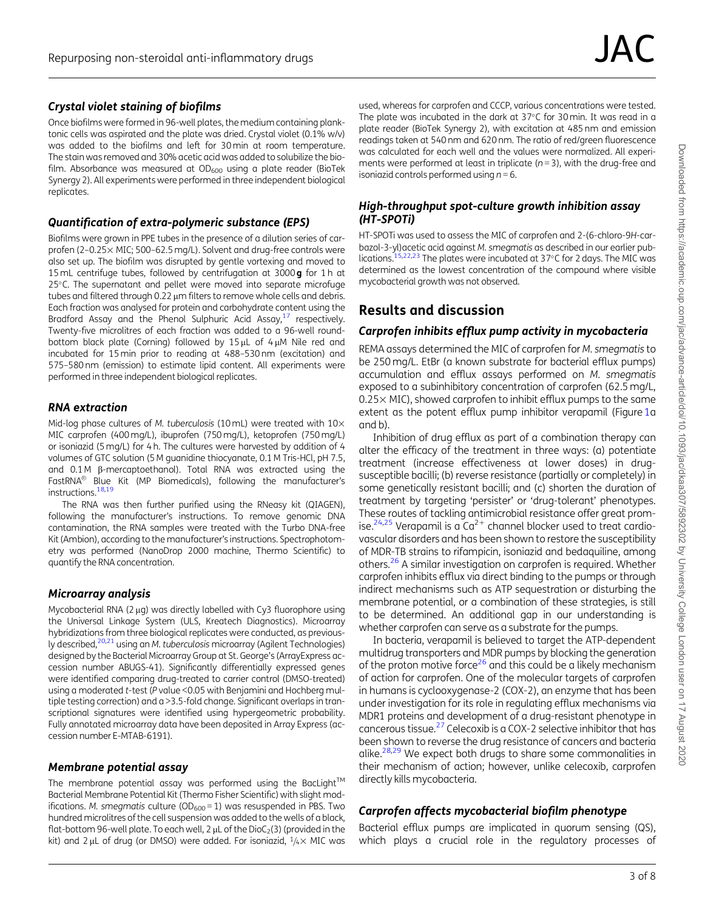### *Crystal violet staining of biofilms*

Once biofilms were formed in 96-well plates, the medium containing planktonic cells was aspirated and the plate was dried. Crystal violet (0.1% w/v) was added to the biofilms and left for 30 min at room temperature. The stain was removed and 30% acetic acid was added to solubilize the biofilm. Absorbance was measured at $OD_{600}$ using a plate reader (BioTek Synergy 2). All experiments were performed in three independent biological replicates.

### *Quantification of extra-polymeric substance (EPS)*

Biofilms were grown in PPE tubes in the presence of a dilution series of carprofen (2–0.25× MIC; 500–62.5 mg/L). Solvent and drug-free controls were also set up. The biofilm was disrupted by gentle vortexing and moved to 15 mL centrifuge tubes, followed by centrifugation at 3000 **g** for 1 h at 25°C. The supernatant and pellet were moved into separate microfuge tubes and filtered through 0.22 μm filters to remove whole cells and debris. Each fraction was analysed for protein and carbohydrate content using the Bradford Assay and the Phenol Sulphuric Acid Assay,[17] respectively. Twenty-five microlitres of each fraction was added to a 96-well round-bottom black plate (Corning) followed by 15 μL of 4 μM Nile red and incubated for 15 min prior to reading at 488–530 nm (excitation) and 575–580 nm (emission) to estimate lipid content. All experiments were performed in three independent biological replicates.

### *RNA extraction*

Mid-log phase cultures of *M. tuberculosis* (10 mL) were treated with 10× MIC carprofen (400 mg/L), ibuprofen (750 mg/L), ketoprofen (750 mg/L) or isoniazid (5 mg/L) for 4 h. The cultures were harvested by addition of 4 volumes of GTC solution (5 M guanidine thiocyanate, 0.1 M Tris-HCl, pH 7.5, and 0.1 M β-mercaptoethanol). Total RNA was extracted using the FastRNA® Blue Kit (MP Biomedicals), following the manufacturer's instructions.[18,19]

The RNA was then further purified using the RNeasy kit (QIAGEN), following the manufacturer's instructions. To remove genomic DNA contamination, the RNA samples were treated with the Turbo DNA-free Kit (Ambion), according to the manufacturer's instructions. Spectrophotometry was performed (NanoDrop 2000 machine, Thermo Scientific) to quantify the RNA concentration.

### *Microarray analysis*

Mycobacterial RNA (2 μg) was directly labelled with Cy3 fluorophore using the Universal Linkage System (ULS, Kreatech Diagnostics). Microarray hybridizations from three biological replicates were conducted, as previously described,[20,21] using an *M. tuberculosis* microarray (Agilent Technologies) designed by the Bacterial Microarray Group at St. George's (ArrayExpress accession number ABUGS-41). Significantly differentially expressed genes were identified comparing drug-treated to carrier control (DMSO-treated) using a moderated *t*-test (*P* value <0.05 with Benjamini and Hochberg multiple testing correction) and a >3.5-fold change. Significant overlaps in transcriptional signatures were identified using hypergeometric probability. Fully annotated microarray data have been deposited in Array Express (accession number E-MTAB-6191).

### *Membrane potential assay*

The membrane potential assay was performed using the BacLight™ Bacterial Membrane Potential Kit (Thermo Fisher Scientific) with slight modifications. *M. smegmatis* culture ($OD_{600}$ = 1) was resuspended in PBS. Two hundred microlitres of the cell suspension was added to the wells of a black, flat-bottom 96-well plate. To each well, 2 μL of the $DiOC_2(3)$ (provided in the kit) and 2 μL of drug (or DMSO) were added. For isoniazid, ¼× MIC was used, whereas for carprofen and CCCP, various concentrations were tested. The plate was incubated in the dark at 37°C for 30 min. It was read in a plate reader (BioTek Synergy 2), with excitation at 485 nm and emission readings taken at 540 nm and 620 nm. The ratio of red/green fluorescence was calculated for each well and the values were normalized. All experiments were performed at least in triplicate ($n = 3$), with the drug-free and isoniazid controls performed using $n = 6$.

### *High-throughput spot-culture growth inhibition assay (HT-SPOTi)*

HT-SPOTi was used to assess the MIC of carprofen and 2-(6-chloro-9*H*-carbazol-3-yl)acetic acid against *M. smegmatis* as described in our earlier publications.[15,22,23] The plates were incubated at 37°C for 2 days. The MIC was determined as the lowest concentration of the compound where visible mycobacterial growth was not observed.

## Results and discussion

### *Carprofen inhibits efflux pump activity in mycobacteria*

REMA assays determined the MIC of carprofen for *M. smegmatis* to be 250 mg/L. EtBr (a known substrate for bacterial efflux pumps) accumulation and efflux assays performed on *M. smegmatis* exposed to a subinhibitory concentration of carprofen (62.5 mg/L, 0.25× MIC), showed carprofen to inhibit efflux pumps to the same extent as the potent efflux pump inhibitor verapamil (Figure 1a and b).

Inhibition of drug efflux as part of a combination therapy can alter the efficacy of the treatment in three ways: (a) potentiate treatment (increase effectiveness at lower doses) in drug-susceptible bacilli; (b) reverse resistance (partially or completely) in some genetically resistant bacilli; and (c) shorten the duration of treatment by targeting 'persister' or 'drug-tolerant' phenotypes. These routes of tackling antimicrobial resistance offer great promise.[24,25] Verapamil is a $Ca^{2+}$ channel blocker used to treat cardiovascular disorders and has been shown to restore the susceptibility of MDR-TB strains to rifampicin, isoniazid and bedaquiline, among others.[26] A similar investigation on carprofen is required. Whether carprofen inhibits efflux via direct binding to the pumps or through indirect mechanisms such as ATP sequestration or disturbing the membrane potential, or a combination of these strategies, is still to be determined. An additional gap in our understanding is whether carprofen can serve as a substrate for the pumps.

In bacteria, verapamil is believed to target the ATP-dependent multidrug transporters and MDR pumps by blocking the generation of the proton motive force[26] and this could be a likely mechanism of action for carprofen. One of the molecular targets of carprofen in humans is cyclooxygenase-2 (COX-2), an enzyme that has been under investigation for its role in regulating efflux mechanisms via MDR1 proteins and development of a drug-resistant phenotype in cancerous tissue.[27] Celecoxib is a COX-2 selective inhibitor that has been shown to reverse the drug resistance of cancers and bacteria alike.[28,29] We expect both drugs to share some commonalities in their mechanism of action; however, unlike celecoxib, carprofen directly kills mycobacteria.

### *Carprofen affects mycobacterial biofilm phenotype*

Bacterial efflux pumps are implicated in quorum sensing (QS), which plays a crucial role in the regulatory processes of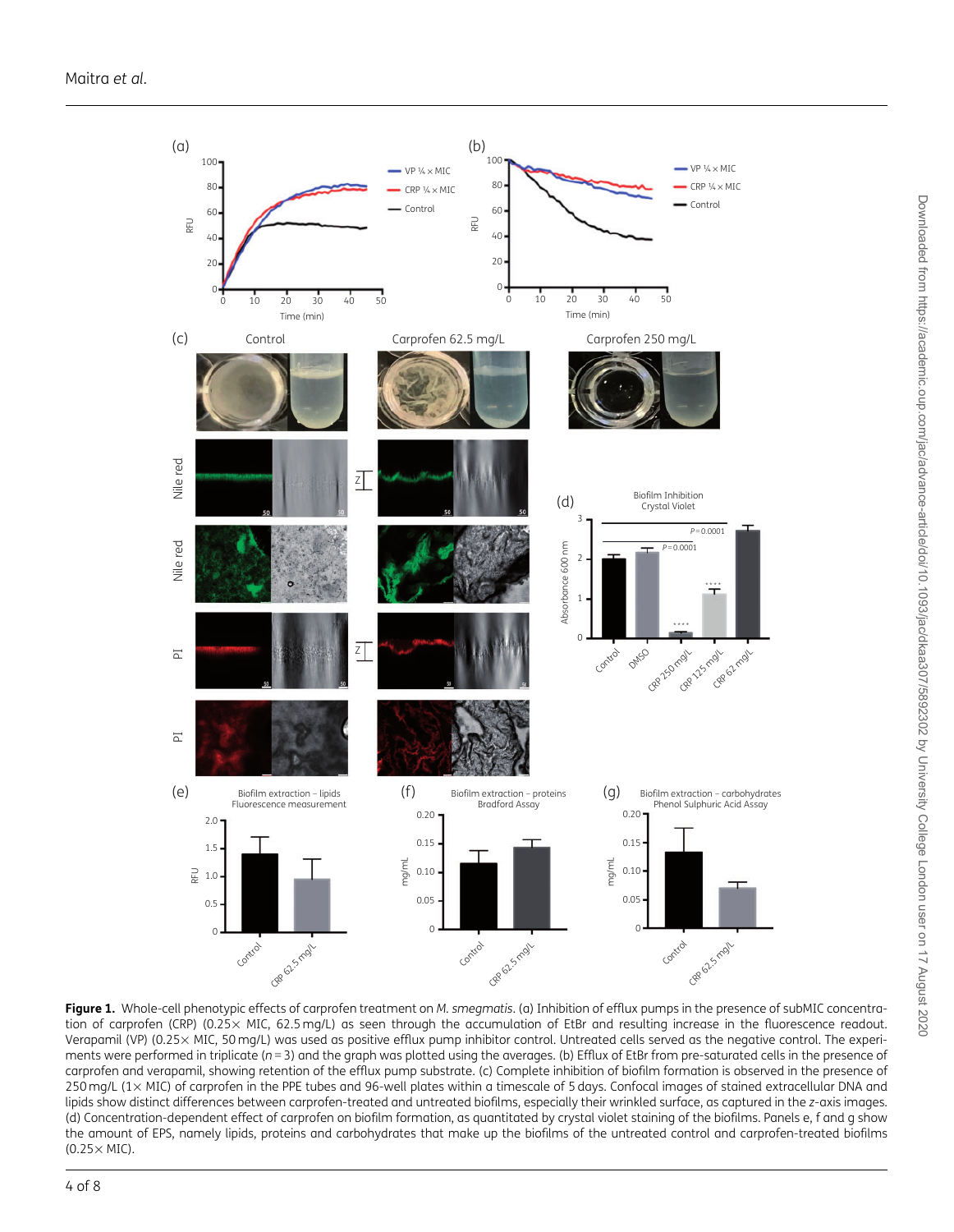**Figure 1.** Whole-cell phenotypic effects of carprofen treatment on *M. smegmatis*. (a) Inhibition of efflux pumps in the presence of subMIC concentration of carprofen (CRP) (0.25× MIC, 62.5 mg/L) as seen through the accumulation of EtBr and resulting increase in the fluorescence readout. Verapamil (VP) (0.25× MIC, 50 mg/L) was used as positive efflux pump inhibitor control. Untreated cells served as the negative control. The experiments were performed in triplicate ($n=3$) and the graph was plotted using the averages. (b) Efflux of EtBr from pre-saturated cells in the presence of carprofen and verapamil, showing retention of the efflux pump substrate. (c) Complete inhibition of biofilm formation is observed in the presence of 250 mg/L (1× MIC) of carprofen in the PPE tubes and 96-well plates within a timescale of 5 days. Confocal images of stained extracellular DNA and lipids show distinct differences between carprofen-treated and untreated biofilms, especially their wrinkled surface, as captured in the *z*-axis images. (d) Concentration-dependent effect of carprofen on biofilm formation, as quantitated by crystal violet staining of the biofilms. Panels e, f and g show the amount of EPS, namely lipids, proteins and carbohydrates that make up the biofilms of the untreated control and carprofen-treated biofilms (0.25× MIC).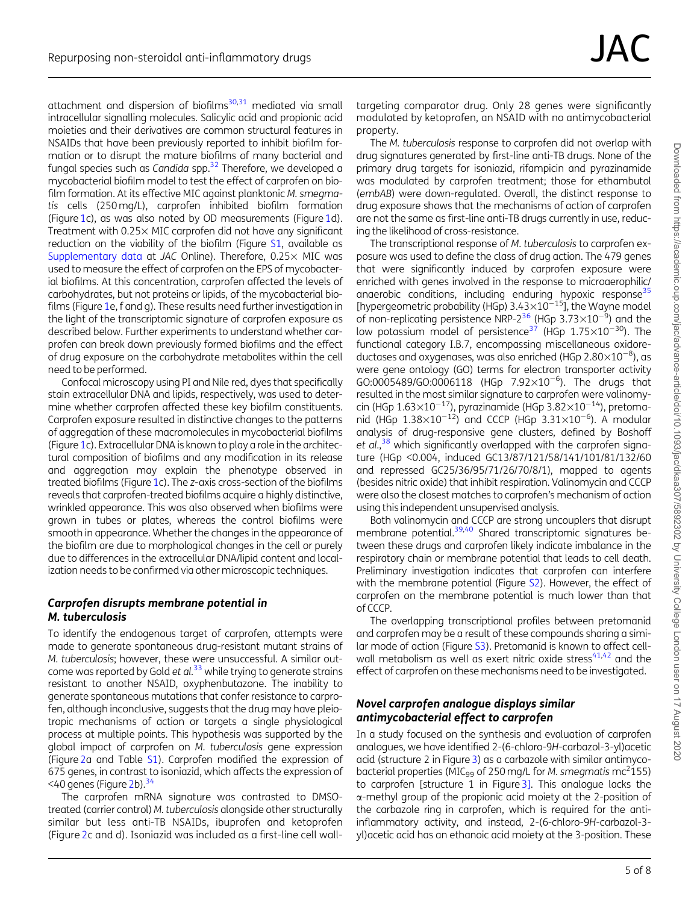attachment and dispersion of biofilms[30,31] mediated via small intracellular signalling molecules. Salicylic acid and propionic acid moieties and their derivatives are common structural features in NSAIDs that have been previously reported to inhibit biofilm formation or to disrupt the mature biofilms of many bacterial and fungal species such as *Candida* spp.[32] Therefore, we developed a mycobacterial biofilm model to test the effect of carprofen on biofilm formation. At its effective MIC against planktonic *M. smegmatis* cells (250 mg/L), carprofen inhibited biofilm formation (Figure 1c), as was also noted by OD measurements (Figure 1d). Treatment with 0.25× MIC carprofen did not have any significant reduction on the viability of the biofilm (Figure S1, available as Supplementary data at *JAC* Online). Therefore, 0.25× MIC was used to measure the effect of carprofen on the EPS of mycobacterial biofilms. At this concentration, carprofen affected the levels of carbohydrates, but not proteins or lipids, of the mycobacterial biofilms (Figure 1e, f and g). These results need further investigation in the light of the transcriptomic signature of carprofen exposure as described below. Further experiments to understand whether carprofen can break down previously formed biofilms and the effect of drug exposure on the carbohydrate metabolites within the cell need to be performed.

Confocal microscopy using PI and Nile red, dyes that specifically stain extracellular DNA and lipids, respectively, was used to determine whether carprofen affected these key biofilm constituents. Carprofen exposure resulted in distinctive changes to the patterns of aggregation of these macromolecules in mycobacterial biofilms (Figure 1c). Extracellular DNA is known to play a role in the architectural composition of biofilms and any modification in its release and aggregation may explain the phenotype observed in treated biofilms (Figure 1c). The *z*-axis cross-section of the biofilms reveals that carprofen-treated biofilms acquire a highly distinctive, wrinkled appearance. This was also observed when biofilms were grown in tubes or plates, whereas the control biofilms were smooth in appearance. Whether the changes in the appearance of the biofilm are due to morphological changes in the cell or purely due to differences in the extracellular DNA/lipid content and localization needs to be confirmed via other microscopic techniques.

### *Carprofen disrupts membrane potential in M. tuberculosis*

To identify the endogenous target of carprofen, attempts were made to generate spontaneous drug-resistant mutant strains of *M. tuberculosis*; however, these were unsuccessful. A similar outcome was reported by Gold *et al.*[33] while trying to generate strains resistant to another NSAID, oxyphenbutazone. The inability to generate spontaneous mutations that confer resistance to carprofen, although inconclusive, suggests that the drug may have pleiotropic mechanisms of action or targets a single physiological process at multiple points. This hypothesis was supported by the global impact of carprofen on *M. tuberculosis* gene expression (Figure 2a and Table S1). Carprofen modified the expression of 675 genes, in contrast to isoniazid, which affects the expression of <40 genes (Figure 2b).[34]

The carprofen mRNA signature was contrasted to DMSO-treated (carrier control) *M. tuberculosis* alongside other structurally similar but less anti-TB NSAIDs, ibuprofen and ketoprofen (Figure 2c and d). Isoniazid was included as a first-line cell wall-targeting comparator drug. Only 28 genes were significantly modulated by ketoprofen, an NSAID with no antimycobacterial property.

The *M. tuberculosis* response to carprofen did not overlap with drug signatures generated by first-line anti-TB drugs. None of the primary drug targets for isoniazid, rifampicin and pyrazinamide was modulated by carprofen treatment; those for ethambutol (*embAB*) were down-regulated. Overall, the distinct response to drug exposure shows that the mechanisms of action of carprofen are not the same as first-line anti-TB drugs currently in use, reducing the likelihood of cross-resistance.

The transcriptional response of *M. tuberculosis* to carprofen exposure was used to define the class of drug action. The 479 genes that were significantly induced by carprofen exposure were enriched with genes involved in the response to microaerophilic/anaerobic conditions, including enduring hypoxic response[35] [hypergeometric probability (HGp) $3.43\times10^{-15}$], the Wayne model of non-replicating persistence NRP-2[36] (HGp $3.73\times10^{-9}$) and the low potassium model of persistence[37] (HGp $1.75\times10^{-30}$). The functional category I.B.7, encompassing miscellaneous oxidoreductases and oxygenases, was also enriched (HGp $2.80\times10^{-8}$), as were gene ontology (GO) terms for electron transporter activity GO:0005489/GO:0006118 (HGp $7.92\times10^{-6}$). The drugs that resulted in the most similar signature to carprofen were valinomycin (HGp $1.63\times10^{-17}$), pyrazinamide (HGp $3.82\times10^{-14}$), pretomanid (HGp $1.38\times10^{-12}$) and CCCP (HGp $3.31\times10^{-6}$). A modular analysis of drug-responsive gene clusters, defined by Boshoff *et al.*,[38] which significantly overlapped with the carprofen signature (HGp <0.004, induced GC13/87/121/58/141/101/81/132/60 and repressed GC25/36/95/71/26/70/8/1), mapped to agents (besides nitric oxide) that inhibit respiration. Valinomycin and CCCP were also the closest matches to carprofen's mechanism of action using this independent unsupervised analysis.

Both valinomycin and CCCP are strong uncouplers that disrupt membrane potential.[39,40] Shared transcriptomic signatures between these drugs and carprofen likely indicate imbalance in the respiratory chain or membrane potential that leads to cell death. Preliminary investigation indicates that carprofen can interfere with the membrane potential (Figure S2). However, the effect of carprofen on the membrane potential is much lower than that of CCCP.

The overlapping transcriptional profiles between pretomanid and carprofen may be a result of these compounds sharing a similar mode of action (Figure S3). Pretomanid is known to affect cell-wall metabolism as well as exert nitric oxide stress[41,42] and the effect of carprofen on these mechanisms need to be investigated.

### *Novel carprofen analogue displays similar antimycobacterial effect to carprofen*

In a study focused on the synthesis and evaluation of carprofen analogues, we have identified 2-(6-chloro-9*H*-carbazol-3-yl)acetic acid (structure 2 in Figure 3) as a carbazole with similar antimycobacterial properties ($MIC_{99}$ of 250 mg/L for *M. smegmatis* $mc^2155$) to carprofen [structure 1 in Figure 3]. This analogue lacks the α-methyl group of the propionic acid moiety at the 2-position of the carbazole ring in carprofen, which is required for the anti-inflammatory activity, and instead, 2-(6-chloro-9*H*-carbazol-3-yl)acetic acid has an ethanoic acid moiety at the 3-position. These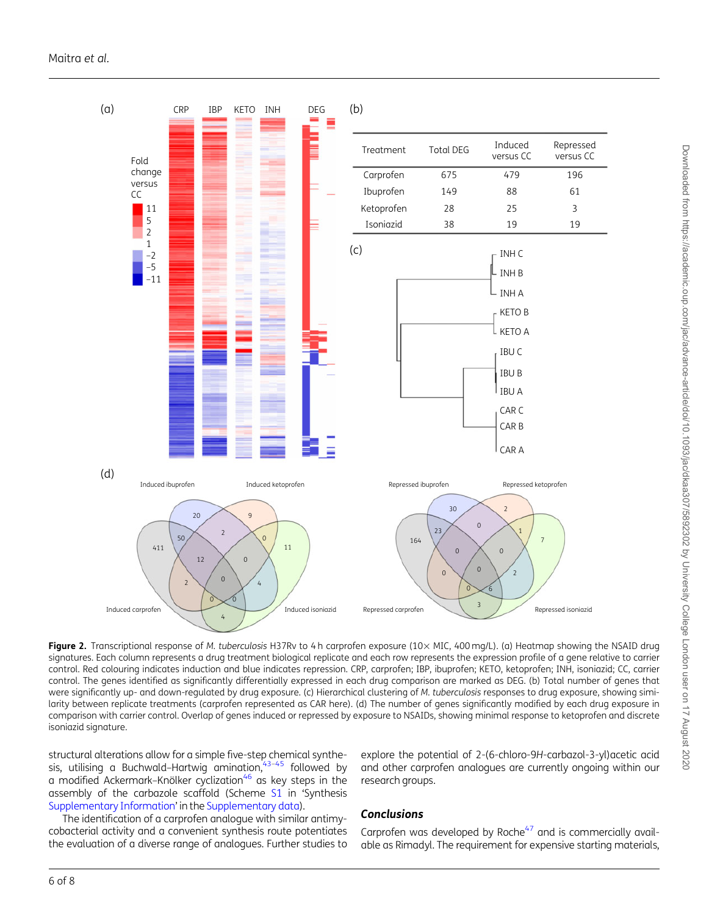| Treatment | Total DEG | Induced versus CC | Repressed versus CC |
|---|---|---|---|
| Carprofen | 675 | 479 | 196 |
| Ibuprofen | 149 | 88 | 61 |
| Ketoprofen | 28 | 25 | 3 |
| Isoniazid | 38 | 19 | 19 |

**Figure 2.** Transcriptional response of *M. tuberculosis* H37Rv to 4 h carprofen exposure (10× MIC, 400 mg/L). (a) Heatmap showing the NSAID drug signatures. Each column represents a drug treatment biological replicate and each row represents the expression profile of a gene relative to carrier control. Red colouring indicates induction and blue indicates repression. CRP, carprofen; IBP, ibuprofen; KETO, ketoprofen; INH, isoniazid; CC, carrier control. The genes identified as significantly differentially expressed in each drug comparison are marked as DEG. (b) Total number of genes that were significantly up- and down-regulated by drug exposure. (c) Hierarchical clustering of *M. tuberculosis* responses to drug exposure, showing similarity between replicate treatments (carprofen represented as CAR here). (d) The number of genes significantly modified by each drug exposure in comparison with carrier control. Overlap of genes induced or repressed by exposure to NSAIDs, showing minimal response to ketoprofen and discrete isoniazid signature.

structural alterations allow for a simple five-step chemical synthesis, utilising a Buchwald–Hartwig amination,[43–45] followed by a modified Ackermark–Knölker cyclization[46] as key steps in the assembly of the carbazole scaffold (Scheme S1 in 'Synthesis Supplementary Information' in the Supplementary data).

The identification of a carprofen analogue with similar antimycobacterial activity and a convenient synthesis route potentiates the evaluation of a diverse range of analogues. Further studies to explore the potential of 2-(6-chloro-9*H*-carbazol-3-yl)acetic acid and other carprofen analogues are currently ongoing within our research groups.

## Conclusions

Carprofen was developed by Roche[47] and is commercially available as Rimadyl. The requirement for expensive starting materials,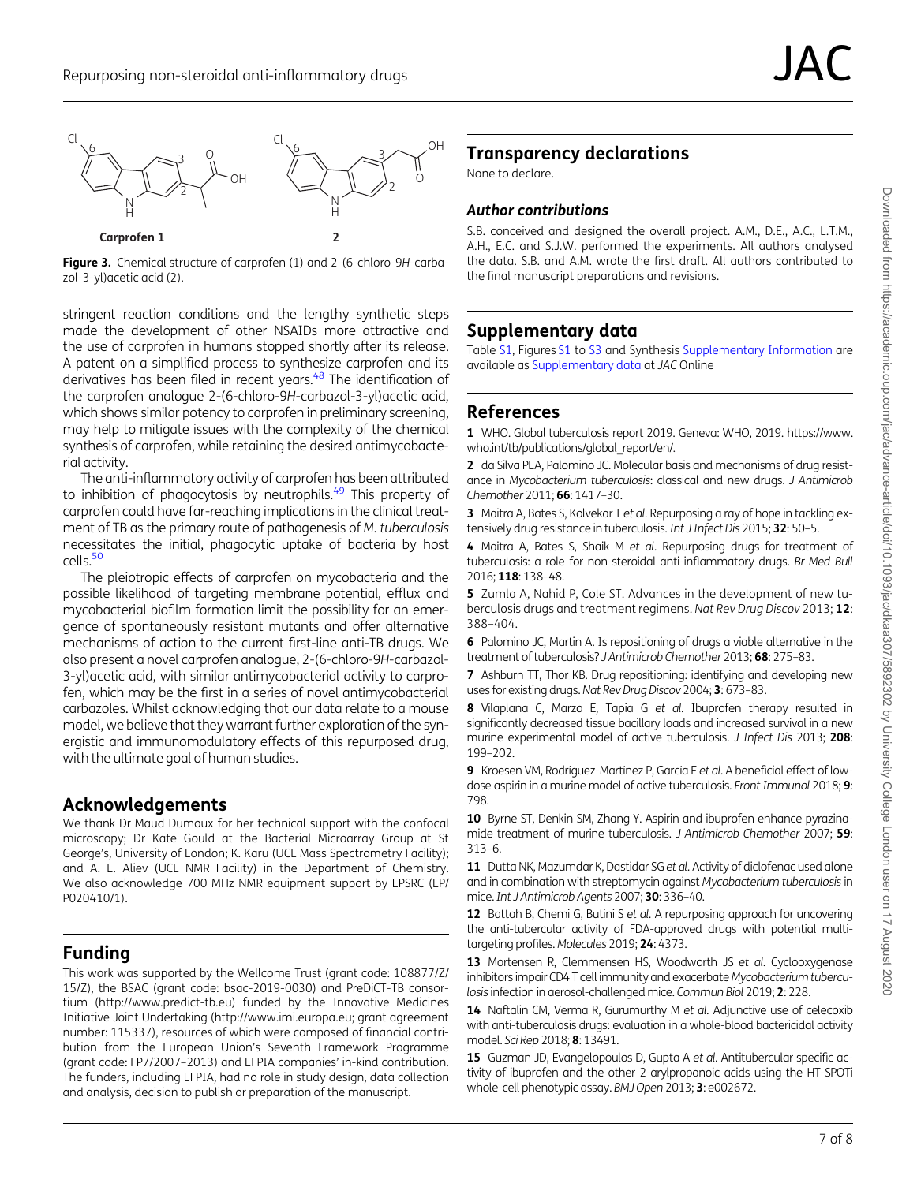**Figure 3.** Chemical structure of carprofen (1) and 2-(6-chloro-9*H*-carbazol-3-yl)acetic acid (2).

stringent reaction conditions and the lengthy synthetic steps made the development of other NSAIDs more attractive and the use of carprofen in humans stopped shortly after its release. A patent on a simplified process to synthesize carprofen and its derivatives has been filed in recent years.[48] The identification of the carprofen analogue 2-(6-chloro-9*H*-carbazol-3-yl)acetic acid, which shows similar potency to carprofen in preliminary screening, may help to mitigate issues with the complexity of the chemical synthesis of carprofen, while retaining the desired antimycobacterial activity.

The anti-inflammatory activity of carprofen has been attributed to inhibition of phagocytosis by neutrophils.[49] This property of carprofen could have far-reaching implications in the clinical treatment of TB as the primary route of pathogenesis of *M. tuberculosis* necessitates the initial, phagocytic uptake of bacteria by host cells.[50]

The pleiotropic effects of carprofen on mycobacteria and the possible likelihood of targeting membrane potential, efflux and mycobacterial biofilm formation limit the possibility for an emergence of spontaneously resistant mutants and offer alternative mechanisms of action to the current first-line anti-TB drugs. We also present a novel carprofen analogue, 2-(6-chloro-9*H*-carbazol-3-yl)acetic acid, with similar antimycobacterial activity to carprofen, which may be the first in a series of novel antimycobacterial carbazoles. Whilst acknowledging that our data relate to a mouse model, we believe that they warrant further exploration of the synergistic and immunomodulatory effects of this repurposed drug, with the ultimate goal of human studies.

## Acknowledgements

We thank Dr Maud Dumoux for her technical support with the confocal microscopy; Dr Kate Gould at the Bacterial Microarray Group at St George's, University of London; K. Karu (UCL Mass Spectrometry Facility); and A. E. Aliev (UCL NMR Facility) in the Department of Chemistry. We also acknowledge 700 MHz NMR equipment support by EPSRC (EP/P020410/1).

## Funding

This work was supported by the Wellcome Trust (grant code: 108877/Z/15/Z), the BSAC (grant code: bsac-2019-0030) and PreDiCT-TB consortium (http://www.predict-tb.eu) funded by the Innovative Medicines Initiative Joint Undertaking (http://www.imi.europa.eu; grant agreement number: 115337), resources of which were composed of financial contribution from the European Union's Seventh Framework Programme (grant code: FP7/2007–2013) and EFPIA companies' in-kind contribution. The funders, including EFPIA, had no role in study design, data collection and analysis, decision to publish or preparation of the manuscript.

## Transparency declarations

None to declare.

### Author contributions

S.B. conceived and designed the overall project. A.M., D.E., A.C., L.T.M., A.H., E.C. and S.J.W. performed the experiments. All authors analysed the data. S.B. and A.M. wrote the first draft. All authors contributed to the final manuscript preparations and revisions.

## Supplementary data

Table S1, Figures S1 to S3 and Synthesis Supplementary Information are available as Supplementary data at *JAC* Online

## References

1 WHO. Global tuberculosis report 2019. Geneva: WHO, 2019. https://www.who.int/tb/publications/global_report/en/.

2 da Silva PEA, Palomino JC. Molecular basis and mechanisms of drug resistance in *Mycobacterium tuberculosis*: classical and new drugs. *J Antimicrob Chemother* 2011; **66**: 1417–30.

3 Maitra A, Bates S, Kolvekar T *et al*. Repurposing a ray of hope in tackling extensively drug resistance in tuberculosis. *Int J Infect Dis* 2015; **32**: 50–5.

4 Maitra A, Bates S, Shaik M *et al*. Repurposing drugs for treatment of tuberculosis: a role for non-steroidal anti-inflammatory drugs. *Br Med Bull* 2016; **118**: 138–48.

5 Zumla A, Nahid P, Cole ST. Advances in the development of new tuberculosis drugs and treatment regimens. *Nat Rev Drug Discov* 2013; **12**: 388–404.

6 Palomino JC, Martin A. Is repositioning of drugs a viable alternative in the treatment of tuberculosis? *J Antimicrob Chemother* 2013; **68**: 275–83.

7 Ashburn TT, Thor KB. Drug repositioning: identifying and developing new uses for existing drugs. *Nat Rev Drug Discov* 2004; **3**: 673–83.

8 Vilaplana C, Marzo E, Tapia G *et al*. Ibuprofen therapy resulted in significantly decreased tissue bacillary loads and increased survival in a new murine experimental model of active tuberculosis. *J Infect Dis* 2013; **208**: 199–202.

9 Kroesen VM, Rodríguez-Martínez P, García E *et al*. A beneficial effect of low-dose aspirin in a murine model of active tuberculosis. *Front Immunol* 2018; **9**: 798.

10 Byrne ST, Denkin SM, Zhang Y. Aspirin and ibuprofen enhance pyrazinamide treatment of murine tuberculosis. *J Antimicrob Chemother* 2007; **59**: 313–6.

11 Dutta NK, Mazumdar K, Dastidar SG *et al*. Activity of diclofenac used alone and in combination with streptomycin against *Mycobacterium tuberculosis* in mice. *Int J Antimicrob Agents* 2007; **30**: 336–40.

12 Battah B, Chemi G, Butini S *et al*. A repurposing approach for uncovering the anti-tubercular activity of FDA-approved drugs with potential multi-targeting profiles. *Molecules* 2019; **24**: 4373.

13 Mortensen R, Clemmensen HS, Woodworth JS *et al*. Cyclooxygenase inhibitors impair CD4 T cell immunity and exacerbate *Mycobacterium tuberculosis* infection in aerosol-challenged mice. *Commun Biol* 2019; **2**: 228.

14 Naftalin CM, Verma R, Gurumurthy M *et al*. Adjunctive use of celecoxib with anti-tuberculosis drugs: evaluation in a whole-blood bactericidal activity model. *Sci Rep* 2018; **8**: 13491.

15 Guzman JD, Evangelopoulos D, Gupta A *et al*. Antitubercular specific activity of ibuprofen and the other 2-arylpropanoic acids using the HT-SPOTi whole-cell phenotypic assay. *BMJ Open* 2013; **3**: e002672.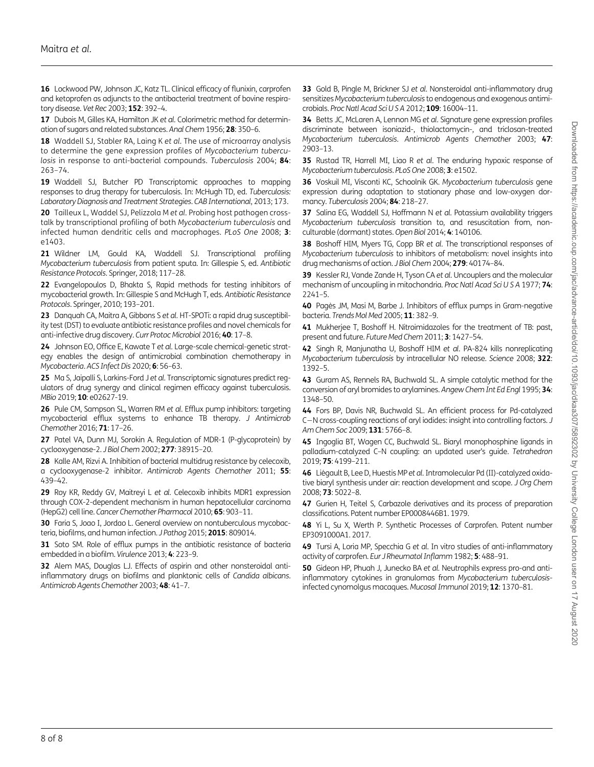16 Lockwood PW, Johnson JC, Katz TL. Clinical efficacy of flunixin, carprofen and ketoprofen as adjuncts to the antibacterial treatment of bovine respiratory disease. *Vet Rec* 2003; **152**: 392–4.

17 Dubois M, Gilles KA, Hamilton JK *et al.* Colorimetric method for determination of sugars and related substances. *Anal Chem* 1956; **28**: 350–6.

18 Waddell SJ, Stabler RA, Laing K *et al.* The use of microarray analysis to determine the gene expression profiles of *Mycobacterium tuberculosis* in response to anti-bacterial compounds. *Tuberculosis* 2004; **84**: 263–74.

19 Waddell SJ, Butcher PD Transcriptomic approaches to mapping responses to drug therapy for tuberculosis. In: McHugh TD, ed. *Tuberculosis: Laboratory Diagnosis and Treatment Strategies*. *CAB International*, 2013; 173.

20 Tailleux L, Waddel SJ, Pelizzola M *et al.* Probing host pathogen cross-talk by transcriptional profiling of both *Mycobacterium tuberculosis* and infected human dendritic cells and macrophages. *PLoS One* 2008; **3**: e1403.

21 Wildner LM, Gould KA, Waddell SJ. Transcriptional profiling *Mycobacterium tuberculosis* from patient sputa. In: Gillespie S, ed. *Antibiotic Resistance Protocols*. Springer, 2018; 117–28.

22 Evangelopoulos D, Bhakta S, Rapid methods for testing inhibitors of mycobacterial growth. In: Gillespie S and McHugh T, eds. *Antibiotic Resistance Protocols*. Springer, 2010; 193–201.

23 Danquah CA, Maitra A, Gibbons S *et al.* HT-SPOTi: a rapid drug susceptibility test (DST) to evaluate antibiotic resistance profiles and novel chemicals for anti-infective drug discovery. *Curr Protoc Microbiol* 2016; **40**: 17–8.

24 Johnson EO, Office E, Kawate T *et al.* Large-scale chemical-genetic strategy enables the design of antimicrobial combination chemotherapy in *Mycobacteria*. *ACS Infect Dis* 2020; **6**: 56–63.

25 Ma S, Jaipalli S, Larkins-Ford J *et al.* Transcriptomic signatures predict regulators of drug synergy and clinical regimen efficacy against tuberculosis. *MBio* 2019; **10**: e02627-19.

26 Pule CM, Sampson SL, Warren RM *et al.* Efflux pump inhibitors: targeting mycobacterial efflux systems to enhance TB therapy. *J Antimicrob Chemother* 2016; **71**: 17–26.

27 Patel VA, Dunn MJ, Sorokin A. Regulation of MDR-1 (P-glycoprotein) by cyclooxygenase-2. *J Biol Chem* 2002; **277**: 38915–20.

28 Kalle AM, Rizvi A. Inhibition of bacterial multidrug resistance by celecoxib, a cyclooxygenase-2 inhibitor. *Antimicrob Agents Chemother* 2011; **55**: 439–42.

29 Roy KR, Reddy GV, Maitreyi L *et al.* Celecoxib inhibits MDR1 expression through COX-2-dependent mechanism in human hepatocellular carcinoma (HepG2) cell line. *Cancer Chemother Pharmacol* 2010; **65**: 903–11.

30 Faria S, Joao I, Jordao L. General overview on nontuberculous mycobacteria, biofilms, and human infection. *J Pathog* 2015; **2015**: 809014.

31 Soto SM. Role of efflux pumps in the antibiotic resistance of bacteria embedded in a biofilm. *Virulence* 2013; **4**: 223–9.

32 Alem MAS, Douglas LJ. Effects of aspirin and other nonsteroidal anti-inflammatory drugs on biofilms and planktonic cells of *Candida albicans*. *Antimicrob Agents Chemother* 2003; **48**: 41–7.

33 Gold B, Pingle M, Brickner SJ *et al.* Nonsteroidal anti-inflammatory drug sensitizes *Mycobacterium tuberculosis* to endogenous and exogenous antimicrobials. *Proc Natl Acad Sci U S A* 2012; **109**: 16004–11.

34 Betts JC, McLaren A, Lennon MG *et al.* Signature gene expression profiles discriminate between isoniazid-, thiolactomycin-, and triclosan-treated *Mycobacterium tuberculosis*. *Antimicrob Agents Chemother* 2003; **47**: 2903–13.

35 Rustad TR, Harrell MI, Liao R *et al.* The enduring hypoxic response of *Mycobacterium tuberculosis*. *PLoS One* 2008; **3**: e1502.

36 Voskuil MI, Visconti KC, Schoolnik GK. *Mycobacterium tuberculosis* gene expression during adaptation to stationary phase and low-oxygen dormancy. *Tuberculosis* 2004; **84**: 218–27.

37 Salina EG, Waddell SJ, Hoffmann N *et al.* Potassium availability triggers *Mycobacterium tuberculosis* transition to, and resuscitation from, non-culturable (dormant) states. *Open Biol* 2014; **4**: 140106.

38 Boshoff HIM, Myers TG, Copp BR *et al.* The transcriptional responses of *Mycobacterium tuberculosis* to inhibitors of metabolism: novel insights into drug mechanisms of action. *J Biol Chem* 2004; **279**: 40174–84.

39 Kessler RJ, Vande Zande H, Tyson CA *et al.* Uncouplers and the molecular mechanism of uncoupling in mitochondria. *Proc Natl Acad Sci U S A* 1977; **74**: 2241–5.

40 Pagès JM, Masi M, Barbe J. Inhibitors of efflux pumps in Gram-negative bacteria. *Trends Mol Med* 2005; **11**: 382–9.

41 Mukherjee T, Boshoff H. Nitroimidazoles for the treatment of TB: past, present and future. *Future Med Chem* 2011; **3**: 1427–54.

42 Singh R, Manjunatha U, Boshoff HIM *et al.* PA-824 kills nonreplicating *Mycobacterium tuberculosis* by intracellular NO release. *Science* 2008; **322**: 1392–5.

43 Guram AS, Rennels RA, Buchwald SL. A simple catalytic method for the conversion of aryl bromides to arylamines. *Angew Chem Int Ed Engl* 1995; **34**: 1348–50.

44 Fors BP, Davis NR, Buchwald SL. An efficient process for Pd-catalyzed C−N cross-coupling reactions of aryl iodides: insight into controlling factors. *J Am Chem Soc* 2009; **131**: 5766–8.

45 Ingoglia BT, Wagen CC, Buchwald SL. Biaryl monophosphine ligands in palladium-catalyzed C–N coupling: an updated user's guide. *Tetrahedron* 2019; **75**: 4199–211.

46 Liégault B, Lee D, Huestis MP *et al.* Intramolecular Pd (II)-catalyzed oxidative biaryl synthesis under air: reaction development and scope. *J Org Chem* 2008; **73**: 5022–8.

47 Gurien H, Teitel S, Carbazole derivatives and its process of preparation classifications. Patent number EP0008446B1. 1979.

48 Yi L, Su X, Werth P. Synthetic Processes of Carprofen. Patent number EP3091000A1. 2017.

49 Tursi A, Loria MP, Specchia G *et al.* In vitro studies of anti-inflammatory activity of carprofen. *Eur J Rheumatol Inflamm* 1982; **5**: 488–91.

50 Gideon HP, Phuah J, Junecko BA *et al.* Neutrophils express pro-and anti-inflammatory cytokines in granulomas from *Mycobacterium tuberculosis*-infected cynomolgus macaques. *Mucosal Immunol* 2019; **12**: 1370–81.